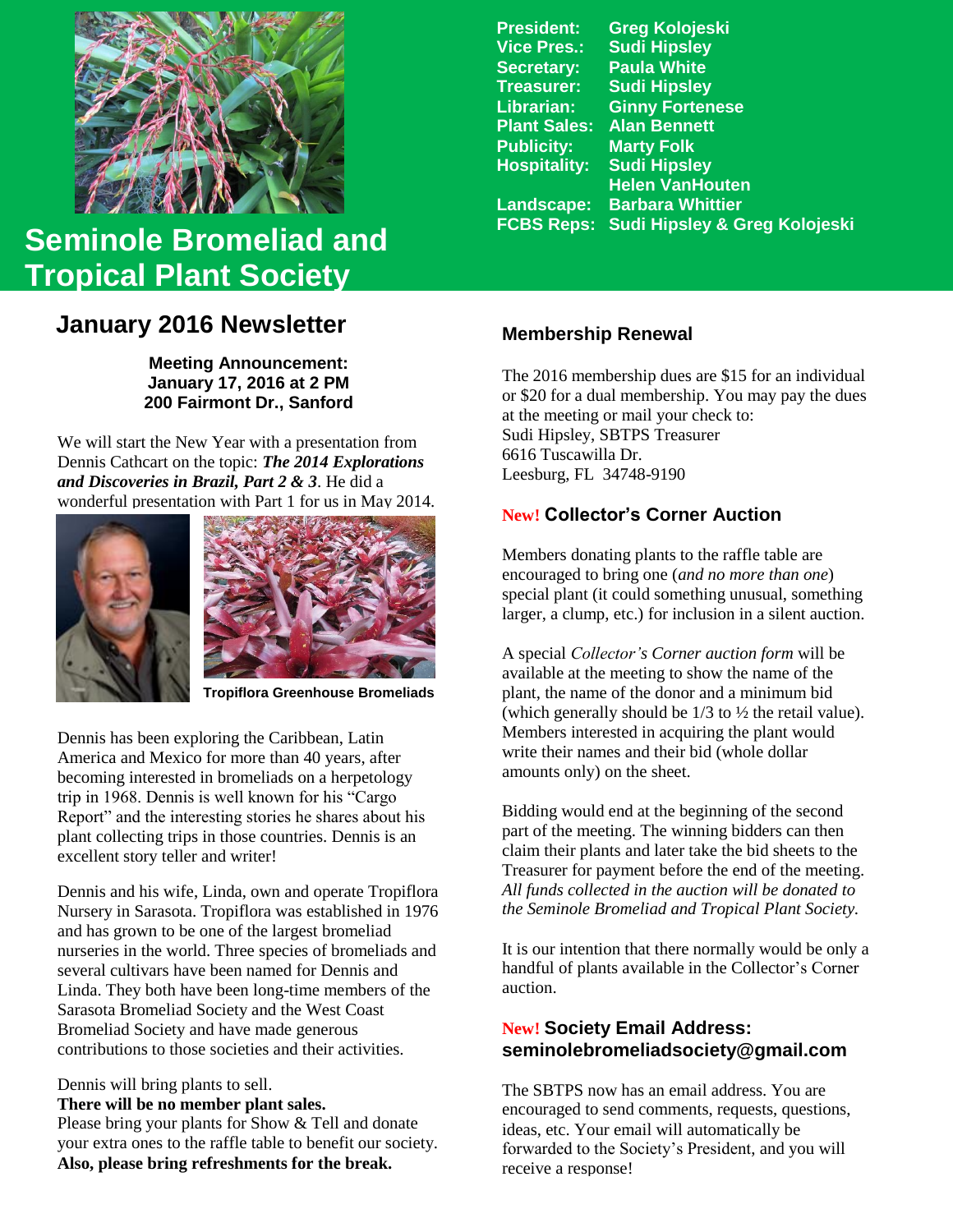# Seminole Bromeliad and Tropical Plant Society

| | |
|---|---|
| **President:** | **Greg Kolojeski** |
| **Vice Pres.:** | **Sudi Hipsley** |
| **Secretary:** | **Paula White** |
| **Treasurer:** | **Sudi Hipsley** |
| **Librarian:** | **Ginny Fortenese** |
| **Plant Sales:** | **Alan Bennett** |
| **Publicity:** | **Marty Folk** |
| **Hospitality:** | **Sudi Hipsley** |
| | **Helen VanHouten** |
| **Landscape:** | **Barbara Whittier** |
| **FCBS Reps:** | **Sudi Hipsley & Greg Kolojeski** |

## January 2016 Newsletter

**Meeting Announcement:**
**January 17, 2016 at 2 PM**
**200 Fairmont Dr., Sanford**

We will start the New Year with a presentation from Dennis Cathcart on the topic: ***The 2014 Explorations and Discoveries in Brazil, Part 2 & 3***. He did a wonderful presentation with Part 1 for us in May 2014.

**Tropiflora Greenhouse Bromeliads**

Dennis has been exploring the Caribbean, Latin America and Mexico for more than 40 years, after becoming interested in bromeliads on a herpetology trip in 1968. Dennis is well known for his "Cargo Report" and the interesting stories he shares about his plant collecting trips in those countries. Dennis is an excellent story teller and writer!

Dennis and his wife, Linda, own and operate Tropiflora Nursery in Sarasota. Tropiflora was established in 1976 and has grown to be one of the largest bromeliad nurseries in the world. Three species of bromeliads and several cultivars have been named for Dennis and Linda. They both have been long-time members of the Sarasota Bromeliad Society and the West Coast Bromeliad Society and have made generous contributions to those societies and their activities.

Dennis will bring plants to sell.
**There will be no member plant sales.**
Please bring your plants for Show & Tell and donate your extra ones to the raffle table to benefit our society.
**Also, please bring refreshments for the break.**

### Membership Renewal

The 2016 membership dues are $15 for an individual or $20 for a dual membership. You may pay the dues at the meeting or mail your check to:
Sudi Hipsley, SBTPS Treasurer
6616 Tuscawilla Dr.
Leesburg, FL 34748-9190

### New! Collector's Corner Auction

Members donating plants to the raffle table are encouraged to bring one (*and no more than one*) special plant (it could something unusual, something larger, a clump, etc.) for inclusion in a silent auction.

A special *Collector's Corner auction form* will be available at the meeting to show the name of the plant, the name of the donor and a minimum bid (which generally should be 1/3 to ½ the retail value). Members interested in acquiring the plant would write their names and their bid (whole dollar amounts only) on the sheet.

Bidding would end at the beginning of the second part of the meeting. The winning bidders can then claim their plants and later take the bid sheets to the Treasurer for payment before the end of the meeting. *All funds collected in the auction will be donated to the Seminole Bromeliad and Tropical Plant Society.*

It is our intention that there normally would be only a handful of plants available in the Collector's Corner auction.

### New! Society Email Address: seminolebromeliadsociety@gmail.com

The SBTPS now has an email address. You are encouraged to send comments, requests, questions, ideas, etc. Your email will automatically be forwarded to the Society's President, and you will receive a response!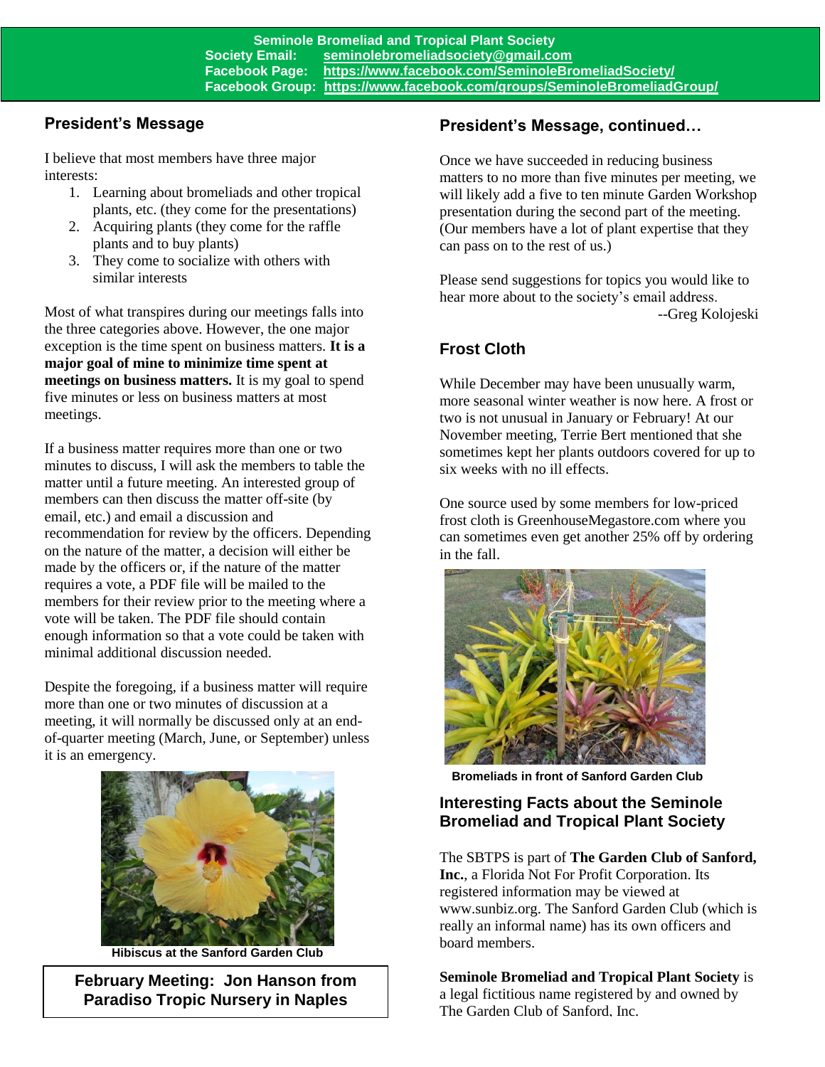**Seminole Bromeliad and Tropical Plant Society**
**Society Email:** seminolebromeliadsociety@gmail.com
**Facebook Page:** https://www.facebook.com/SeminoleBromeliadSociety/
**Facebook Group:** https://www.facebook.com/groups/SeminoleBromeliadGroup/

## President's Message

I believe that most members have three major interests:

1. Learning about bromeliads and other tropical plants, etc. (they come for the presentations)
2. Acquiring plants (they come for the raffle plants and to buy plants)
3. They come to socialize with others with similar interests

Most of what transpires during our meetings falls into the three categories above. However, the one major exception is the time spent on business matters. **It is a major goal of mine to minimize time spent at meetings on business matters.** It is my goal to spend five minutes or less on business matters at most meetings.

If a business matter requires more than one or two minutes to discuss, I will ask the members to table the matter until a future meeting. An interested group of members can then discuss the matter off-site (by email, etc.) and email a discussion and recommendation for review by the officers. Depending on the nature of the matter, a decision will either be made by the officers or, if the nature of the matter requires a vote, a PDF file will be mailed to the members for their review prior to the meeting where a vote will be taken. The PDF file should contain enough information so that a vote could be taken with minimal additional discussion needed.

Despite the foregoing, if a business matter will require more than one or two minutes of discussion at a meeting, it will normally be discussed only at an end-of-quarter meeting (March, June, or September) unless it is an emergency.

**Hibiscus at the Sanford Garden Club**

**February Meeting: Jon Hanson from Paradiso Tropic Nursery in Naples**

## President's Message, continued…

Once we have succeeded in reducing business matters to no more than five minutes per meeting, we will likely add a five to ten minute Garden Workshop presentation during the second part of the meeting. (Our members have a lot of plant expertise that they can pass on to the rest of us.)

Please send suggestions for topics you would like to hear more about to the society's email address.

--Greg Kolojeski

## Frost Cloth

While December may have been unusually warm, more seasonal winter weather is now here. A frost or two is not unusual in January or February! At our November meeting, Terrie Bert mentioned that she sometimes kept her plants outdoors covered for up to six weeks with no ill effects.

One source used by some members for low-priced frost cloth is GreenhouseMegastore.com where you can sometimes even get another 25% off by ordering in the fall.

**Bromeliads in front of Sanford Garden Club**

## Interesting Facts about the Seminole Bromeliad and Tropical Plant Society

The SBTPS is part of **The Garden Club of Sanford, Inc.**, a Florida Not For Profit Corporation. Its registered information may be viewed at www.sunbiz.org. The Sanford Garden Club (which is really an informal name) has its own officers and board members.

**Seminole Bromeliad and Tropical Plant Society** is a legal fictitious name registered by and owned by The Garden Club of Sanford, Inc.